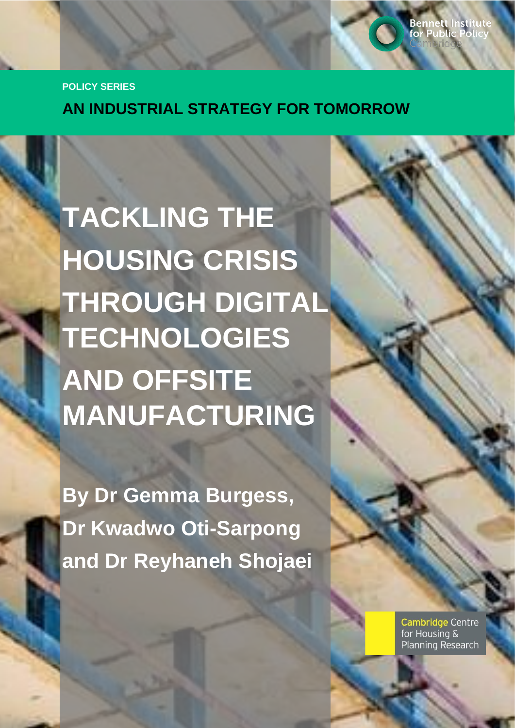Bennett Institute for Public Policy Cambridge

POLICY SERIES

**AN INDUSTRIAL STRATEGY FOR TOMORROW**

# TACKLING THE HOUSING CRISIS THROUGH DIGITAL TECHNOLOGIES AND OFFSITE MANUFACTURING

**By Dr Gemma Burgess, Dr Kwadwo Oti-Sarpong and Dr Reyhaneh Shojaei**

Cambridge Centre for Housing & Planning Research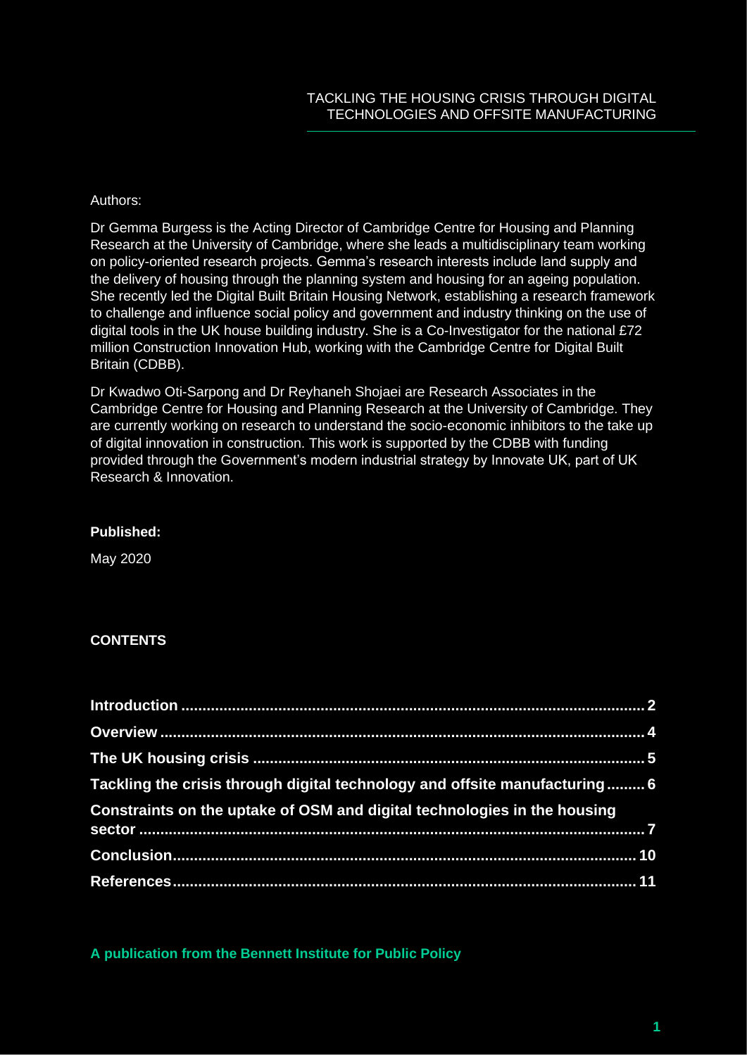Authors:

Dr Gemma Burgess is the Acting Director of Cambridge Centre for Housing and Planning Research at the University of Cambridge, where she leads a multidisciplinary team working on policy-oriented research projects. Gemma's research interests include land supply and the delivery of housing through the planning system and housing for an ageing population. She recently led the Digital Built Britain Housing Network, establishing a research framework to challenge and influence social policy and government and industry thinking on the use of digital tools in the UK house building industry. She is a Co-Investigator for the national £72 million Construction Innovation Hub, working with the Cambridge Centre for Digital Built Britain (CDBB).

Dr Kwadwo Oti-Sarpong and Dr Reyhaneh Shojaei are Research Associates in the Cambridge Centre for Housing and Planning Research at the University of Cambridge. They are currently working on research to understand the socio-economic inhibitors to the take up of digital innovation in construction. This work is supported by the CDBB with funding provided through the Government's modern industrial strategy by Innovate UK, part of UK Research & Innovation.

**Published:**

May 2020

**CONTENTS**

**Introduction** ........ 2

**Overview** ........ 4

**The UK housing crisis** ........ 5

**Tackling the crisis through digital technology and offsite manufacturing** ........ 6

**Constraints on the uptake of OSM and digital technologies in the housing sector** ........ 7

**Conclusion** ........ 10

**References** ........ 11

**A publication from the Bennett Institute for Public Policy**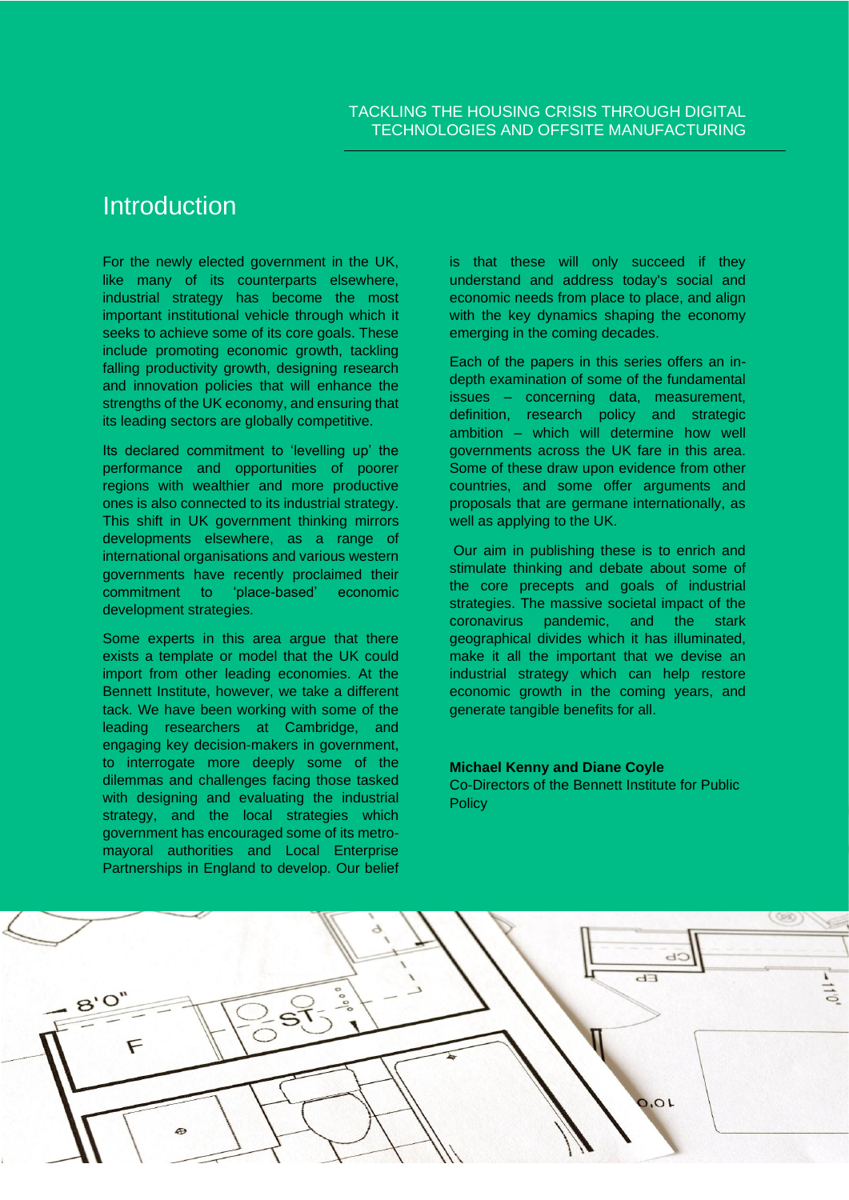# Introduction

For the newly elected government in the UK, like many of its counterparts elsewhere, industrial strategy has become the most important institutional vehicle through which it seeks to achieve some of its core goals. These include promoting economic growth, tackling falling productivity growth, designing research and innovation policies that will enhance the strengths of the UK economy, and ensuring that its leading sectors are globally competitive.

Its declared commitment to 'levelling up' the performance and opportunities of poorer regions with wealthier and more productive ones is also connected to its industrial strategy. This shift in UK government thinking mirrors developments elsewhere, as a range of international organisations and various western governments have recently proclaimed their commitment to 'place-based' economic development strategies.

Some experts in this area argue that there exists a template or model that the UK could import from other leading economies. At the Bennett Institute, however, we take a different tack. We have been working with some of the leading researchers at Cambridge, and engaging key decision-makers in government, to interrogate more deeply some of the dilemmas and challenges facing those tasked with designing and evaluating the industrial strategy, and the local strategies which government has encouraged some of its metro-mayoral authorities and Local Enterprise Partnerships in England to develop. Our belief is that these will only succeed if they understand and address today's social and economic needs from place to place, and align with the key dynamics shaping the economy emerging in the coming decades.

Each of the papers in this series offers an in-depth examination of some of the fundamental issues – concerning data, measurement, definition, research policy and strategic ambition – which will determine how well governments across the UK fare in this area. Some of these draw upon evidence from other countries, and some offer arguments and proposals that are germane internationally, as well as applying to the UK.

Our aim in publishing these is to enrich and stimulate thinking and debate about some of the core precepts and goals of industrial strategies. The massive societal impact of the coronavirus pandemic, and the stark geographical divides which it has illuminated, make it all the important that we devise an industrial strategy which can help restore economic growth in the coming years, and generate tangible benefits for all.

**Michael Kenny and Diane Coyle**
Co-Directors of the Bennett Institute for Public Policy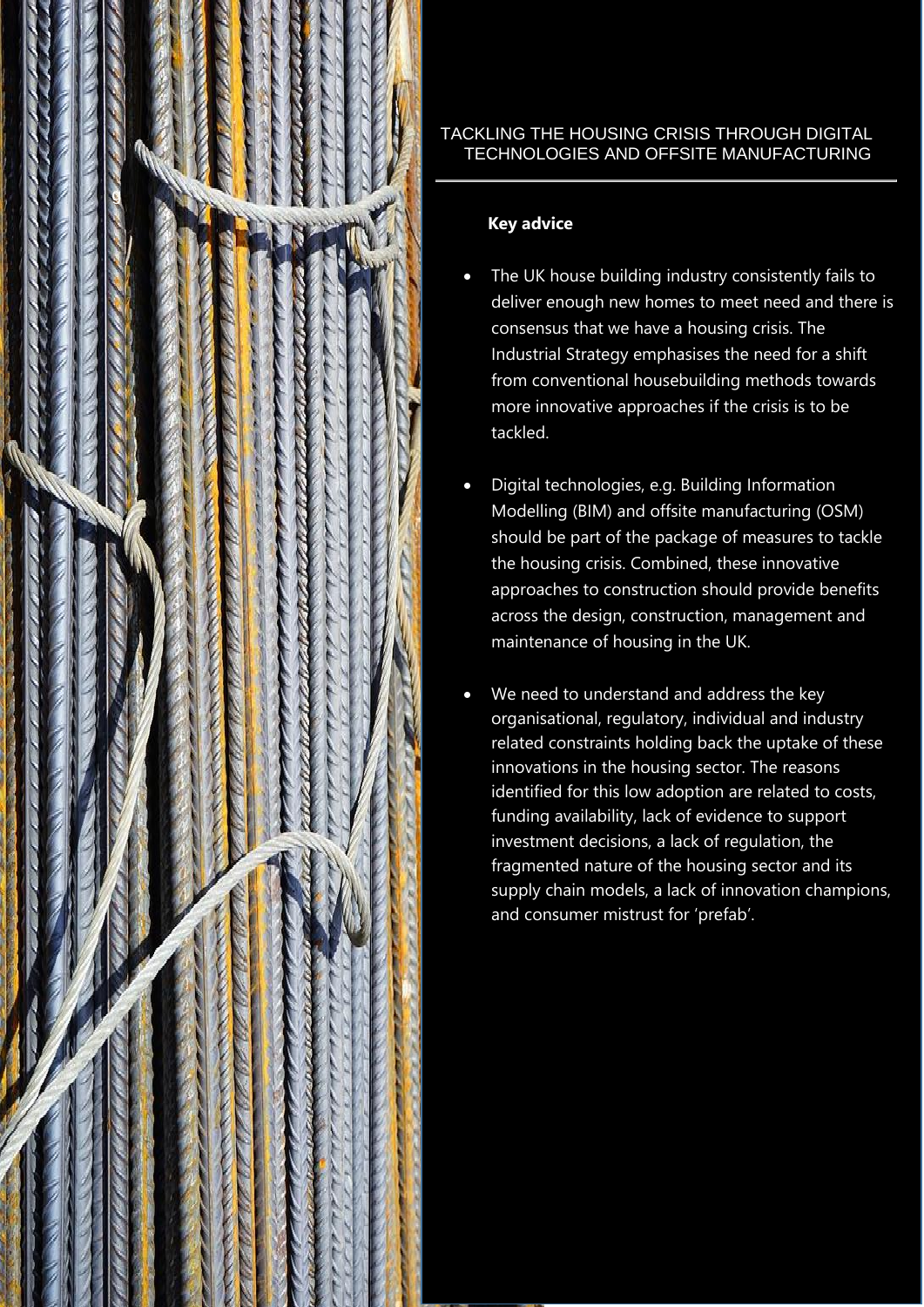# TACKLING THE HOUSING CRISIS THROUGH DIGITAL TECHNOLOGIES AND OFFSITE MANUFACTURING

## Key advice

- The UK house building industry consistently fails to deliver enough new homes to meet need and there is consensus that we have a housing crisis. The Industrial Strategy emphasises the need for a shift from conventional housebuilding methods towards more innovative approaches if the crisis is to be tackled.
- Digital technologies, e.g. Building Information Modelling (BIM) and offsite manufacturing (OSM) should be part of the package of measures to tackle the housing crisis. Combined, these innovative approaches to construction should provide benefits across the design, construction, management and maintenance of housing in the UK.
- We need to understand and address the key organisational, regulatory, individual and industry related constraints holding back the uptake of these innovations in the housing sector. The reasons identified for this low adoption are related to costs, funding availability, lack of evidence to support investment decisions, a lack of regulation, the fragmented nature of the housing sector and its supply chain models, a lack of innovation champions, and consumer mistrust for 'prefab'.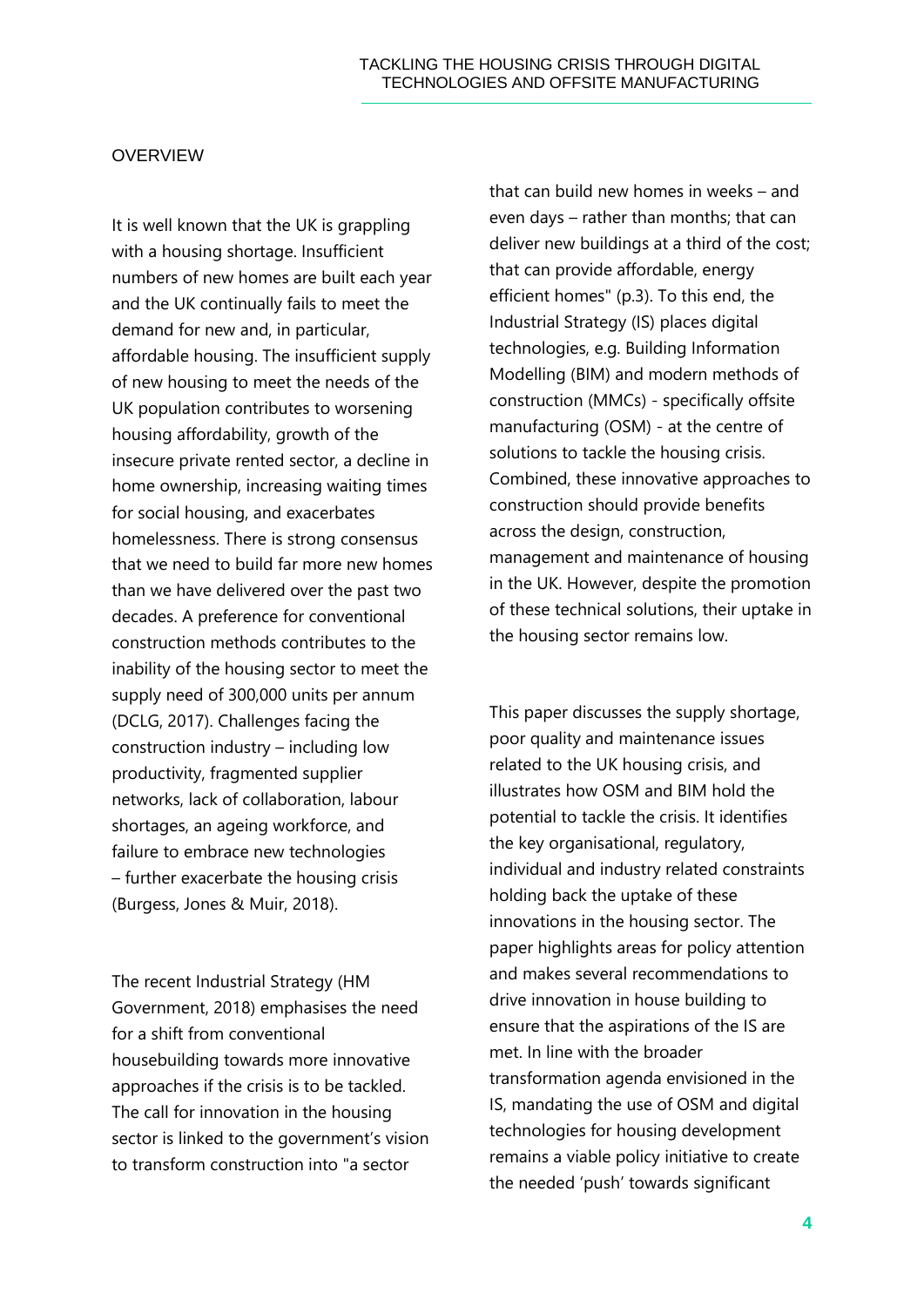## OVERVIEW

It is well known that the UK is grappling with a housing shortage. Insufficient numbers of new homes are built each year and the UK continually fails to meet the demand for new and, in particular, affordable housing. The insufficient supply of new housing to meet the needs of the UK population contributes to worsening housing affordability, growth of the insecure private rented sector, a decline in home ownership, increasing waiting times for social housing, and exacerbates homelessness. There is strong consensus that we need to build far more new homes than we have delivered over the past two decades. A preference for conventional construction methods contributes to the inability of the housing sector to meet the supply need of 300,000 units per annum (DCLG, 2017). Challenges facing the construction industry – including low productivity, fragmented supplier networks, lack of collaboration, labour shortages, an ageing workforce, and failure to embrace new technologies – further exacerbate the housing crisis (Burgess, Jones & Muir, 2018).

The recent Industrial Strategy (HM Government, 2018) emphasises the need for a shift from conventional housebuilding towards more innovative approaches if the crisis is to be tackled. The call for innovation in the housing sector is linked to the government's vision to transform construction into "a sector that can build new homes in weeks – and even days – rather than months; that can deliver new buildings at a third of the cost; that can provide affordable, energy efficient homes" (p.3). To this end, the Industrial Strategy (IS) places digital technologies, e.g. Building Information Modelling (BIM) and modern methods of construction (MMCs) - specifically offsite manufacturing (OSM) - at the centre of solutions to tackle the housing crisis. Combined, these innovative approaches to construction should provide benefits across the design, construction, management and maintenance of housing in the UK. However, despite the promotion of these technical solutions, their uptake in the housing sector remains low.

This paper discusses the supply shortage, poor quality and maintenance issues related to the UK housing crisis, and illustrates how OSM and BIM hold the potential to tackle the crisis. It identifies the key organisational, regulatory, individual and industry related constraints holding back the uptake of these innovations in the housing sector. The paper highlights areas for policy attention and makes several recommendations to drive innovation in house building to ensure that the aspirations of the IS are met. In line with the broader transformation agenda envisioned in the IS, mandating the use of OSM and digital technologies for housing development remains a viable policy initiative to create the needed 'push' towards significant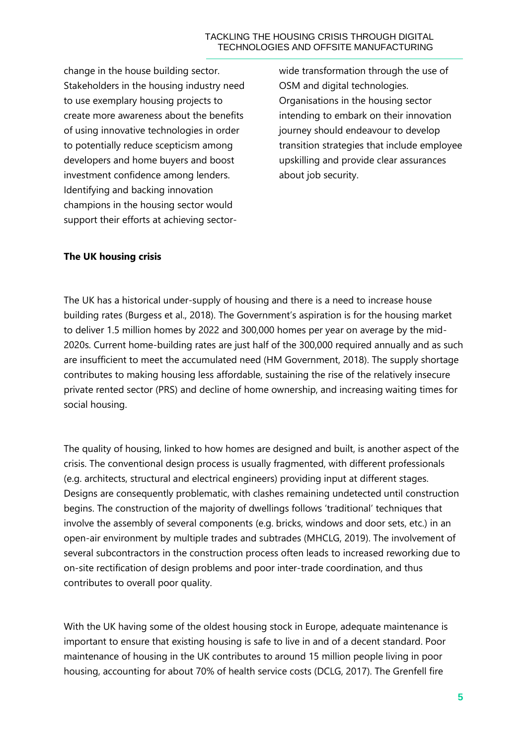change in the house building sector. Stakeholders in the housing industry need to use exemplary housing projects to create more awareness about the benefits of using innovative technologies in order to potentially reduce scepticism among developers and home buyers and boost investment confidence among lenders. Identifying and backing innovation champions in the housing sector would support their efforts at achieving sector-wide transformation through the use of OSM and digital technologies. Organisations in the housing sector intending to embark on their innovation journey should endeavour to develop transition strategies that include employee upskilling and provide clear assurances about job security.

**The UK housing crisis**

The UK has a historical under-supply of housing and there is a need to increase house building rates (Burgess et al., 2018). The Government's aspiration is for the housing market to deliver 1.5 million homes by 2022 and 300,000 homes per year on average by the mid-2020s. Current home-building rates are just half of the 300,000 required annually and as such are insufficient to meet the accumulated need (HM Government, 2018). The supply shortage contributes to making housing less affordable, sustaining the rise of the relatively insecure private rented sector (PRS) and decline of home ownership, and increasing waiting times for social housing.

The quality of housing, linked to how homes are designed and built, is another aspect of the crisis. The conventional design process is usually fragmented, with different professionals (e.g. architects, structural and electrical engineers) providing input at different stages. Designs are consequently problematic, with clashes remaining undetected until construction begins. The construction of the majority of dwellings follows 'traditional' techniques that involve the assembly of several components (e.g. bricks, windows and door sets, etc.) in an open-air environment by multiple trades and subtrades (MHCLG, 2019). The involvement of several subcontractors in the construction process often leads to increased reworking due to on-site rectification of design problems and poor inter-trade coordination, and thus contributes to overall poor quality.

With the UK having some of the oldest housing stock in Europe, adequate maintenance is important to ensure that existing housing is safe to live in and of a decent standard. Poor maintenance of housing in the UK contributes to around 15 million people living in poor housing, accounting for about 70% of health service costs (DCLG, 2017). The Grenfell fire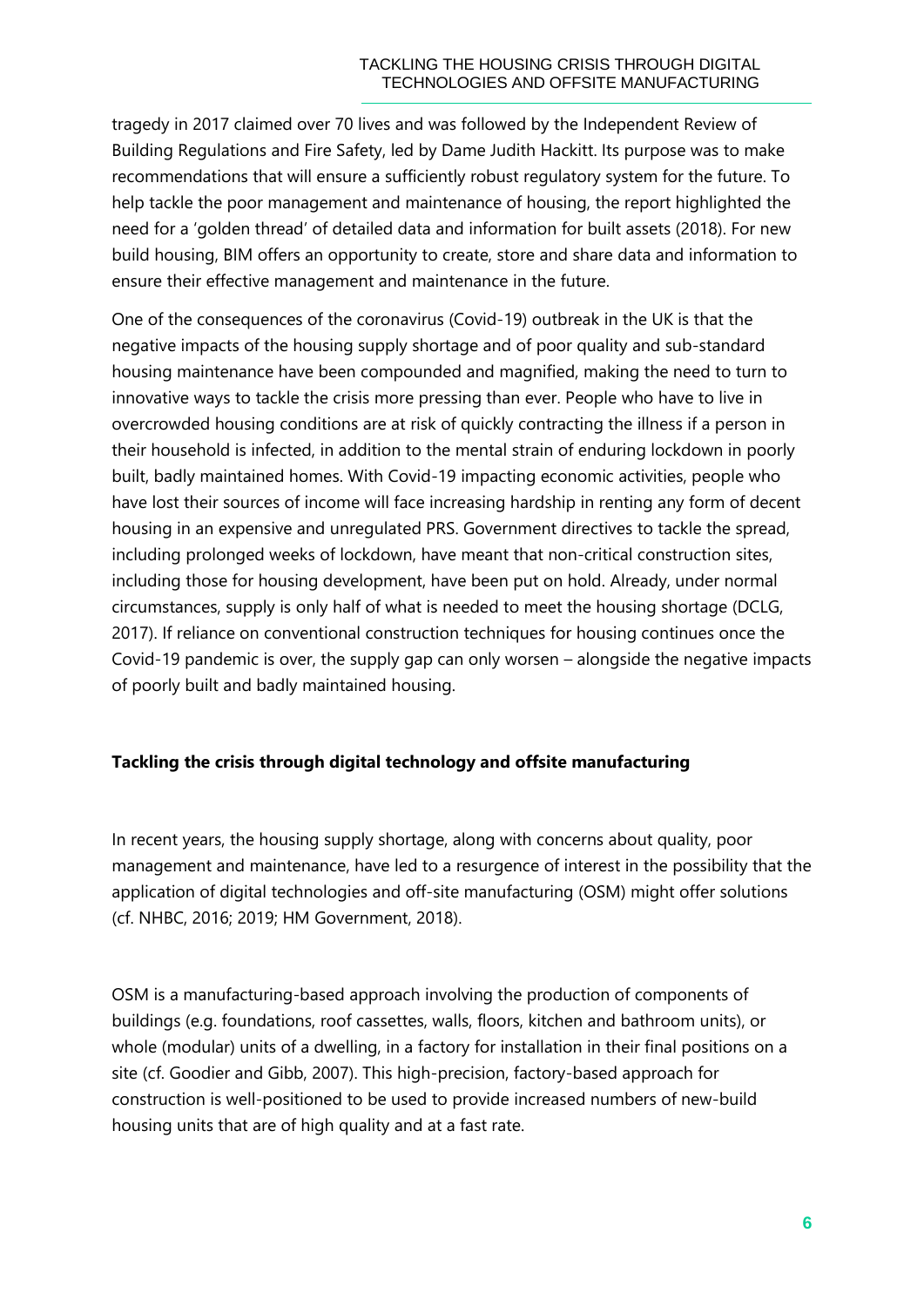tragedy in 2017 claimed over 70 lives and was followed by the Independent Review of Building Regulations and Fire Safety, led by Dame Judith Hackitt. Its purpose was to make recommendations that will ensure a sufficiently robust regulatory system for the future. To help tackle the poor management and maintenance of housing, the report highlighted the need for a 'golden thread' of detailed data and information for built assets (2018). For new build housing, BIM offers an opportunity to create, store and share data and information to ensure their effective management and maintenance in the future.

One of the consequences of the coronavirus (Covid-19) outbreak in the UK is that the negative impacts of the housing supply shortage and of poor quality and sub-standard housing maintenance have been compounded and magnified, making the need to turn to innovative ways to tackle the crisis more pressing than ever. People who have to live in overcrowded housing conditions are at risk of quickly contracting the illness if a person in their household is infected, in addition to the mental strain of enduring lockdown in poorly built, badly maintained homes. With Covid-19 impacting economic activities, people who have lost their sources of income will face increasing hardship in renting any form of decent housing in an expensive and unregulated PRS. Government directives to tackle the spread, including prolonged weeks of lockdown, have meant that non-critical construction sites, including those for housing development, have been put on hold. Already, under normal circumstances, supply is only half of what is needed to meet the housing shortage (DCLG, 2017). If reliance on conventional construction techniques for housing continues once the Covid-19 pandemic is over, the supply gap can only worsen – alongside the negative impacts of poorly built and badly maintained housing.

## Tackling the crisis through digital technology and offsite manufacturing

In recent years, the housing supply shortage, along with concerns about quality, poor management and maintenance, have led to a resurgence of interest in the possibility that the application of digital technologies and off-site manufacturing (OSM) might offer solutions (cf. NHBC, 2016; 2019; HM Government, 2018).

OSM is a manufacturing-based approach involving the production of components of buildings (e.g. foundations, roof cassettes, walls, floors, kitchen and bathroom units), or whole (modular) units of a dwelling, in a factory for installation in their final positions on a site (cf. Goodier and Gibb, 2007). This high-precision, factory-based approach for construction is well-positioned to be used to provide increased numbers of new-build housing units that are of high quality and at a fast rate.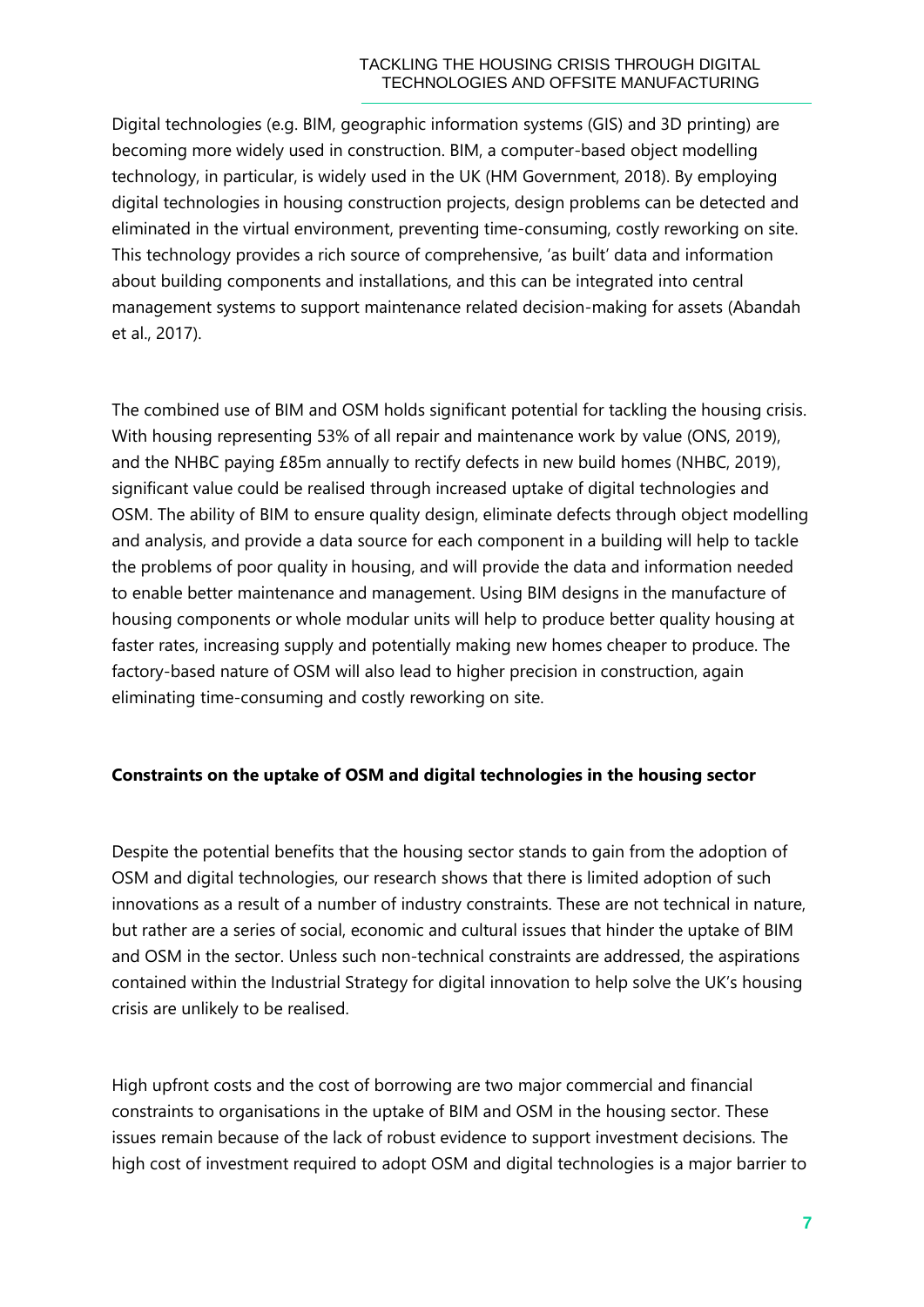Digital technologies (e.g. BIM, geographic information systems (GIS) and 3D printing) are becoming more widely used in construction. BIM, a computer-based object modelling technology, in particular, is widely used in the UK (HM Government, 2018). By employing digital technologies in housing construction projects, design problems can be detected and eliminated in the virtual environment, preventing time-consuming, costly reworking on site. This technology provides a rich source of comprehensive, 'as built' data and information about building components and installations, and this can be integrated into central management systems to support maintenance related decision-making for assets (Abandah et al., 2017).

The combined use of BIM and OSM holds significant potential for tackling the housing crisis. With housing representing 53% of all repair and maintenance work by value (ONS, 2019), and the NHBC paying £85m annually to rectify defects in new build homes (NHBC, 2019), significant value could be realised through increased uptake of digital technologies and OSM. The ability of BIM to ensure quality design, eliminate defects through object modelling and analysis, and provide a data source for each component in a building will help to tackle the problems of poor quality in housing, and will provide the data and information needed to enable better maintenance and management. Using BIM designs in the manufacture of housing components or whole modular units will help to produce better quality housing at faster rates, increasing supply and potentially making new homes cheaper to produce. The factory-based nature of OSM will also lead to higher precision in construction, again eliminating time-consuming and costly reworking on site.

**Constraints on the uptake of OSM and digital technologies in the housing sector**

Despite the potential benefits that the housing sector stands to gain from the adoption of OSM and digital technologies, our research shows that there is limited adoption of such innovations as a result of a number of industry constraints. These are not technical in nature, but rather are a series of social, economic and cultural issues that hinder the uptake of BIM and OSM in the sector. Unless such non-technical constraints are addressed, the aspirations contained within the Industrial Strategy for digital innovation to help solve the UK's housing crisis are unlikely to be realised.

High upfront costs and the cost of borrowing are two major commercial and financial constraints to organisations in the uptake of BIM and OSM in the housing sector. These issues remain because of the lack of robust evidence to support investment decisions. The high cost of investment required to adopt OSM and digital technologies is a major barrier to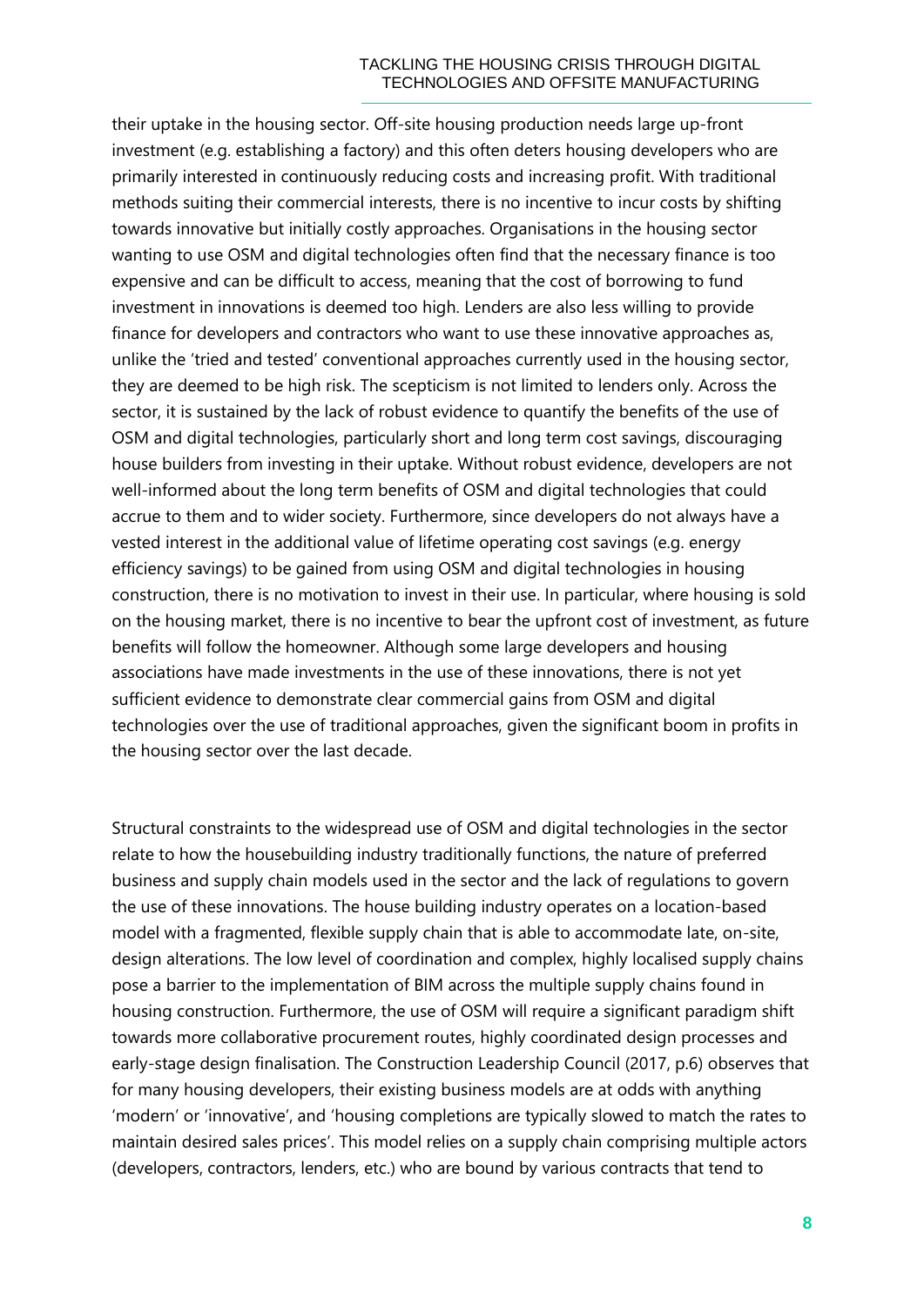their uptake in the housing sector. Off-site housing production needs large up-front investment (e.g. establishing a factory) and this often deters housing developers who are primarily interested in continuously reducing costs and increasing profit. With traditional methods suiting their commercial interests, there is no incentive to incur costs by shifting towards innovative but initially costly approaches. Organisations in the housing sector wanting to use OSM and digital technologies often find that the necessary finance is too expensive and can be difficult to access, meaning that the cost of borrowing to fund investment in innovations is deemed too high. Lenders are also less willing to provide finance for developers and contractors who want to use these innovative approaches as, unlike the 'tried and tested' conventional approaches currently used in the housing sector, they are deemed to be high risk. The scepticism is not limited to lenders only. Across the sector, it is sustained by the lack of robust evidence to quantify the benefits of the use of OSM and digital technologies, particularly short and long term cost savings, discouraging house builders from investing in their uptake. Without robust evidence, developers are not well-informed about the long term benefits of OSM and digital technologies that could accrue to them and to wider society. Furthermore, since developers do not always have a vested interest in the additional value of lifetime operating cost savings (e.g. energy efficiency savings) to be gained from using OSM and digital technologies in housing construction, there is no motivation to invest in their use. In particular, where housing is sold on the housing market, there is no incentive to bear the upfront cost of investment, as future benefits will follow the homeowner. Although some large developers and housing associations have made investments in the use of these innovations, there is not yet sufficient evidence to demonstrate clear commercial gains from OSM and digital technologies over the use of traditional approaches, given the significant boom in profits in the housing sector over the last decade.

Structural constraints to the widespread use of OSM and digital technologies in the sector relate to how the housebuilding industry traditionally functions, the nature of preferred business and supply chain models used in the sector and the lack of regulations to govern the use of these innovations. The house building industry operates on a location-based model with a fragmented, flexible supply chain that is able to accommodate late, on-site, design alterations. The low level of coordination and complex, highly localised supply chains pose a barrier to the implementation of BIM across the multiple supply chains found in housing construction. Furthermore, the use of OSM will require a significant paradigm shift towards more collaborative procurement routes, highly coordinated design processes and early-stage design finalisation. The Construction Leadership Council (2017, p.6) observes that for many housing developers, their existing business models are at odds with anything 'modern' or 'innovative', and 'housing completions are typically slowed to match the rates to maintain desired sales prices'. This model relies on a supply chain comprising multiple actors (developers, contractors, lenders, etc.) who are bound by various contracts that tend to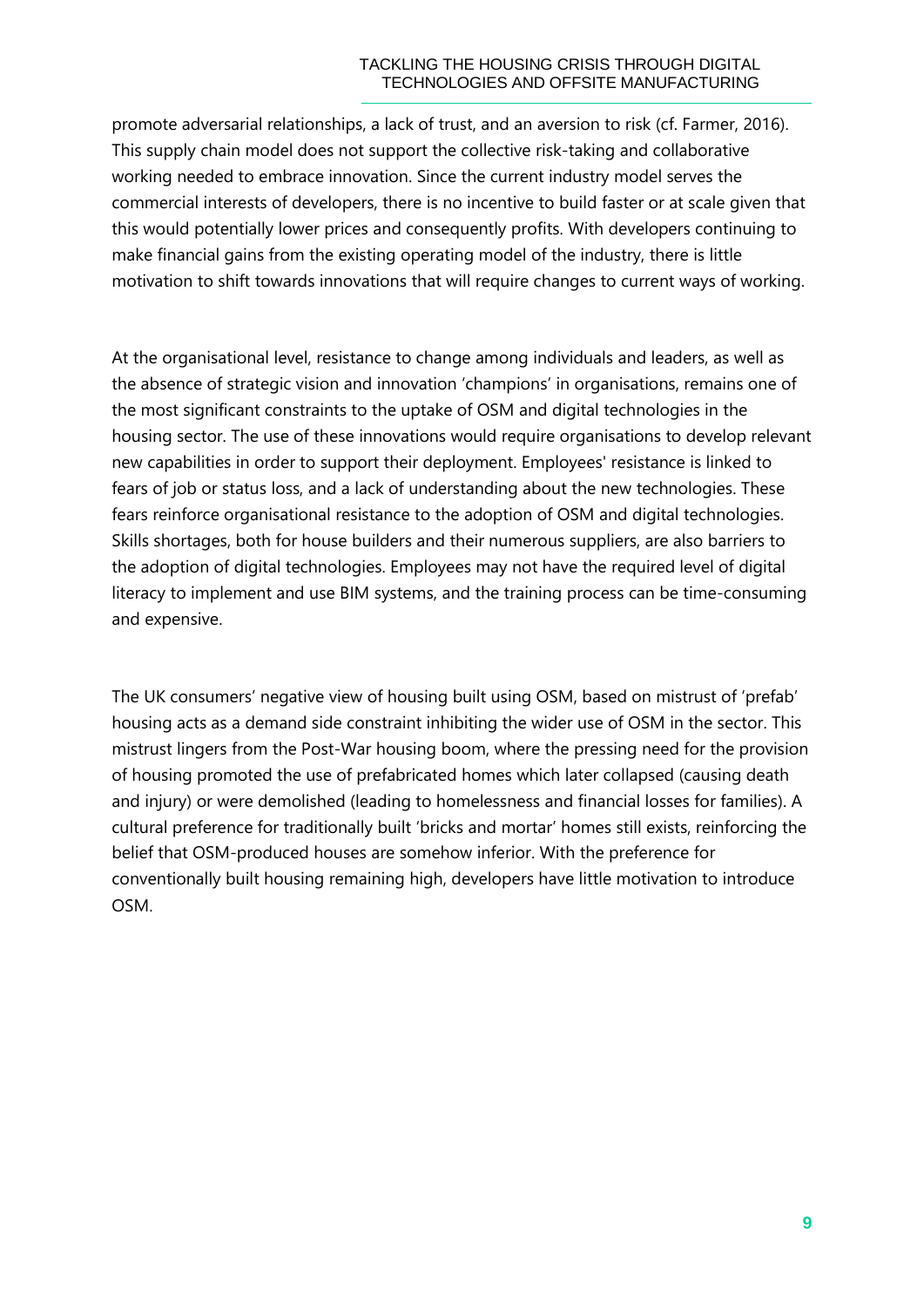promote adversarial relationships, a lack of trust, and an aversion to risk (cf. Farmer, 2016). This supply chain model does not support the collective risk-taking and collaborative working needed to embrace innovation. Since the current industry model serves the commercial interests of developers, there is no incentive to build faster or at scale given that this would potentially lower prices and consequently profits. With developers continuing to make financial gains from the existing operating model of the industry, there is little motivation to shift towards innovations that will require changes to current ways of working.

At the organisational level, resistance to change among individuals and leaders, as well as the absence of strategic vision and innovation 'champions' in organisations, remains one of the most significant constraints to the uptake of OSM and digital technologies in the housing sector. The use of these innovations would require organisations to develop relevant new capabilities in order to support their deployment. Employees' resistance is linked to fears of job or status loss, and a lack of understanding about the new technologies. These fears reinforce organisational resistance to the adoption of OSM and digital technologies. Skills shortages, both for house builders and their numerous suppliers, are also barriers to the adoption of digital technologies. Employees may not have the required level of digital literacy to implement and use BIM systems, and the training process can be time-consuming and expensive.

The UK consumers' negative view of housing built using OSM, based on mistrust of 'prefab' housing acts as a demand side constraint inhibiting the wider use of OSM in the sector. This mistrust lingers from the Post-War housing boom, where the pressing need for the provision of housing promoted the use of prefabricated homes which later collapsed (causing death and injury) or were demolished (leading to homelessness and financial losses for families). A cultural preference for traditionally built 'bricks and mortar' homes still exists, reinforcing the belief that OSM-produced houses are somehow inferior. With the preference for conventionally built housing remaining high, developers have little motivation to introduce OSM.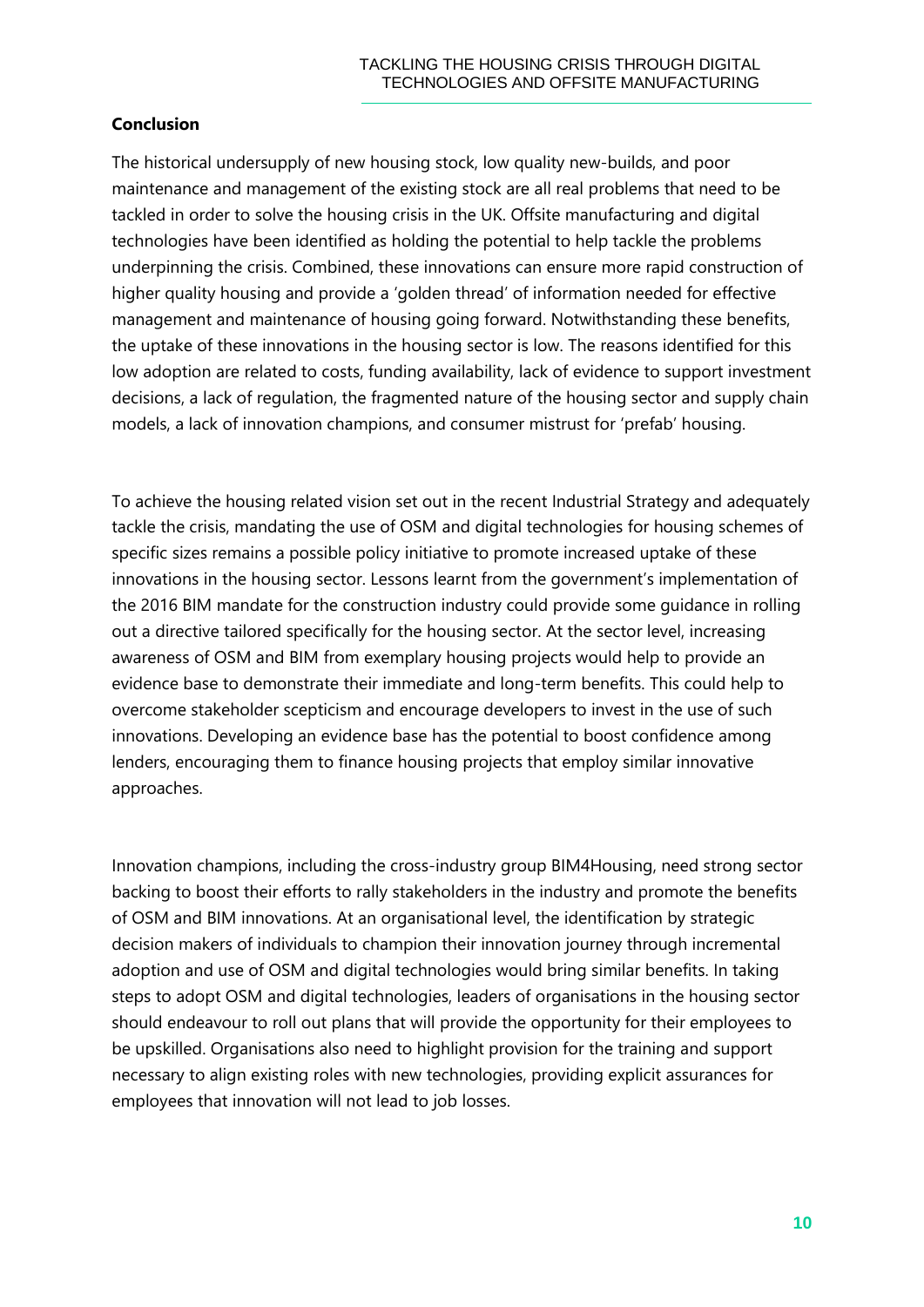## Conclusion

The historical undersupply of new housing stock, low quality new-builds, and poor maintenance and management of the existing stock are all real problems that need to be tackled in order to solve the housing crisis in the UK. Offsite manufacturing and digital technologies have been identified as holding the potential to help tackle the problems underpinning the crisis. Combined, these innovations can ensure more rapid construction of higher quality housing and provide a 'golden thread' of information needed for effective management and maintenance of housing going forward. Notwithstanding these benefits, the uptake of these innovations in the housing sector is low. The reasons identified for this low adoption are related to costs, funding availability, lack of evidence to support investment decisions, a lack of regulation, the fragmented nature of the housing sector and supply chain models, a lack of innovation champions, and consumer mistrust for 'prefab' housing.

To achieve the housing related vision set out in the recent Industrial Strategy and adequately tackle the crisis, mandating the use of OSM and digital technologies for housing schemes of specific sizes remains a possible policy initiative to promote increased uptake of these innovations in the housing sector. Lessons learnt from the government's implementation of the 2016 BIM mandate for the construction industry could provide some guidance in rolling out a directive tailored specifically for the housing sector. At the sector level, increasing awareness of OSM and BIM from exemplary housing projects would help to provide an evidence base to demonstrate their immediate and long-term benefits. This could help to overcome stakeholder scepticism and encourage developers to invest in the use of such innovations. Developing an evidence base has the potential to boost confidence among lenders, encouraging them to finance housing projects that employ similar innovative approaches.

Innovation champions, including the cross-industry group BIM4Housing, need strong sector backing to boost their efforts to rally stakeholders in the industry and promote the benefits of OSM and BIM innovations. At an organisational level, the identification by strategic decision makers of individuals to champion their innovation journey through incremental adoption and use of OSM and digital technologies would bring similar benefits. In taking steps to adopt OSM and digital technologies, leaders of organisations in the housing sector should endeavour to roll out plans that will provide the opportunity for their employees to be upskilled. Organisations also need to highlight provision for the training and support necessary to align existing roles with new technologies, providing explicit assurances for employees that innovation will not lead to job losses.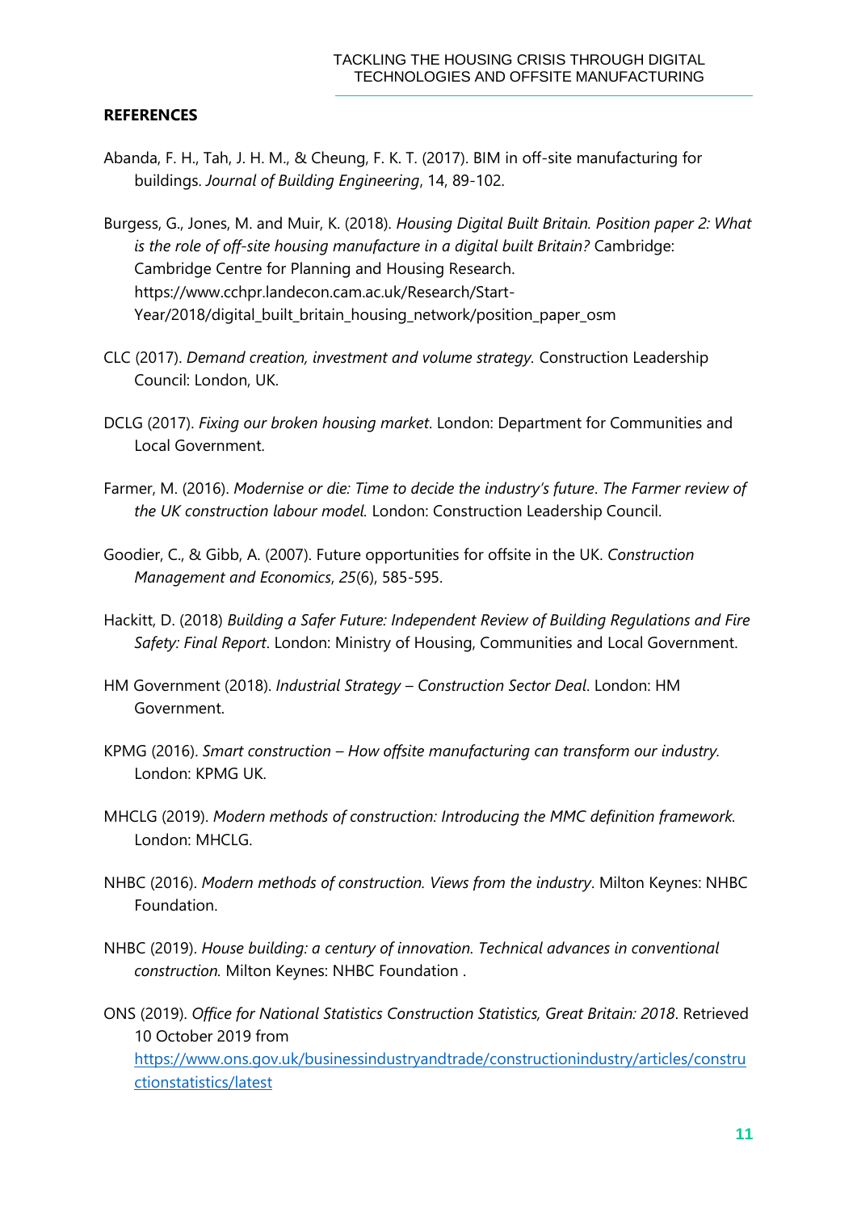**REFERENCES**

Abanda, F. H., Tah, J. H. M., & Cheung, F. K. T. (2017). BIM in off-site manufacturing for buildings. *Journal of Building Engineering*, 14, 89-102.

Burgess, G., Jones, M. and Muir, K. (2018). *Housing Digital Built Britain. Position paper 2: What is the role of off-site housing manufacture in a digital built Britain?* Cambridge: Cambridge Centre for Planning and Housing Research. https://www.cchpr.landecon.cam.ac.uk/Research/Start-Year/2018/digital_built_britain_housing_network/position_paper_osm

CLC (2017). *Demand creation, investment and volume strategy.* Construction Leadership Council: London, UK.

DCLG (2017). *Fixing our broken housing market*. London: Department for Communities and Local Government.

Farmer, M. (2016). *Modernise or die: Time to decide the industry's future*. *The Farmer review of the UK construction labour model.* London: Construction Leadership Council.

Goodier, C., & Gibb, A. (2007). Future opportunities for offsite in the UK. *Construction Management and Economics*, *25*(6), 585-595.

Hackitt, D. (2018) *Building a Safer Future: Independent Review of Building Regulations and Fire Safety: Final Report*. London: Ministry of Housing, Communities and Local Government.

HM Government (2018). *Industrial Strategy – Construction Sector Deal*. London: HM Government.

KPMG (2016). *Smart construction – How offsite manufacturing can transform our industry.* London: KPMG UK.

MHCLG (2019). *Modern methods of construction: Introducing the MMC definition framework.* London: MHCLG.

NHBC (2016). *Modern methods of construction. Views from the industry*. Milton Keynes: NHBC Foundation.

NHBC (2019). *House building: a century of innovation. Technical advances in conventional construction.* Milton Keynes: NHBC Foundation .

ONS (2019). *Office for National Statistics Construction Statistics, Great Britain: 2018*. Retrieved 10 October 2019 from https://www.ons.gov.uk/businessindustryandtrade/constructionindustry/articles/constructionstatistics/latest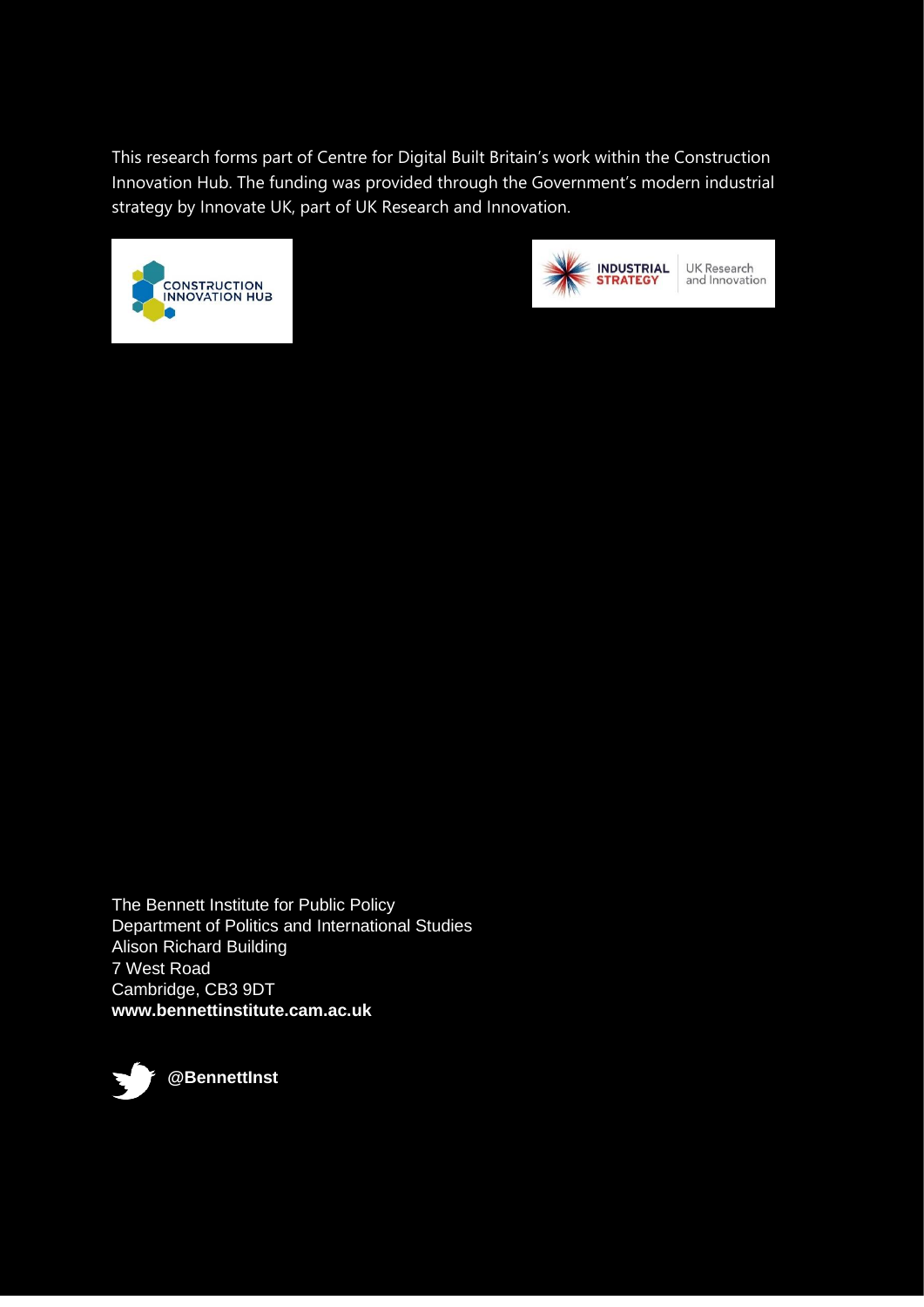This research forms part of Centre for Digital Built Britain's work within the Construction Innovation Hub. The funding was provided through the Government's modern industrial strategy by Innovate UK, part of UK Research and Innovation.

The Bennett Institute for Public Policy
Department of Politics and International Studies
Alison Richard Building
7 West Road
Cambridge, CB3 9DT
**www.bennettinstitute.cam.ac.uk**

**@BennettInst**